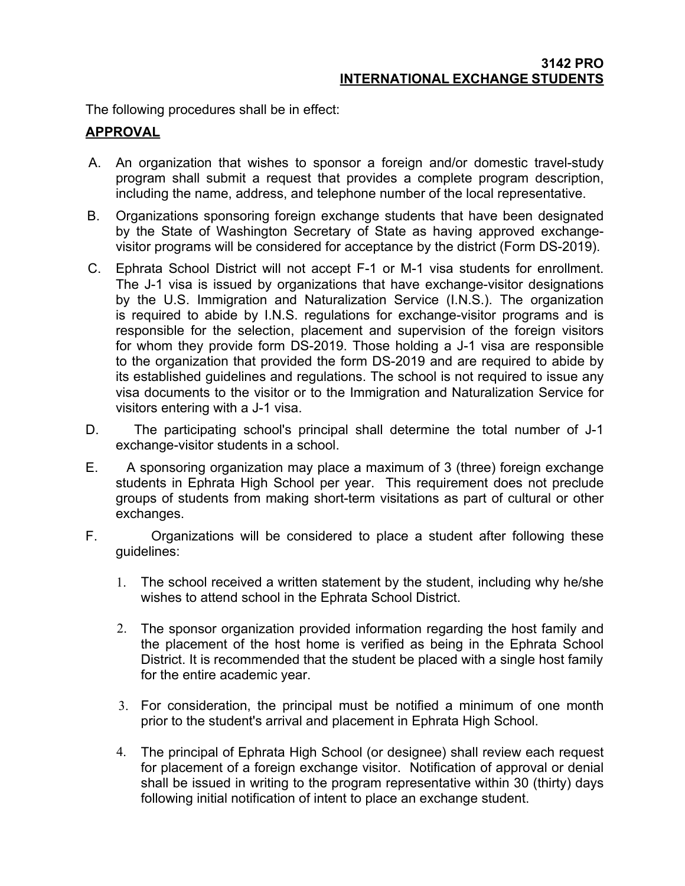# 3142 PRO
# INTERNATIONAL EXCHANGE STUDENTS

The following procedures shall be in effect:

## APPROVAL

A. An organization that wishes to sponsor a foreign and/or domestic travel-study program shall submit a request that provides a complete program description, including the name, address, and telephone number of the local representative.

B. Organizations sponsoring foreign exchange students that have been designated by the State of Washington Secretary of State as having approved exchange-visitor programs will be considered for acceptance by the district (Form DS-2019).

C. Ephrata School District will not accept F-1 or M-1 visa students for enrollment. The J-1 visa is issued by organizations that have exchange-visitor designations by the U.S. Immigration and Naturalization Service (I.N.S.). The organization is required to abide by I.N.S. regulations for exchange-visitor programs and is responsible for the selection, placement and supervision of the foreign visitors for whom they provide form DS-2019. Those holding a J-1 visa are responsible to the organization that provided the form DS-2019 and are required to abide by its established guidelines and regulations. The school is not required to issue any visa documents to the visitor or to the Immigration and Naturalization Service for visitors entering with a J-1 visa.

D. The participating school's principal shall determine the total number of J-1 exchange-visitor students in a school.

E. A sponsoring organization may place a maximum of 3 (three) foreign exchange students in Ephrata High School per year. This requirement does not preclude groups of students from making short-term visitations as part of cultural or other exchanges.

F. Organizations will be considered to place a student after following these guidelines:

   1. The school received a written statement by the student, including why he/she wishes to attend school in the Ephrata School District.

   2. The sponsor organization provided information regarding the host family and the placement of the host home is verified as being in the Ephrata School District. It is recommended that the student be placed with a single host family for the entire academic year.

   3. For consideration, the principal must be notified a minimum of one month prior to the student's arrival and placement in Ephrata High School.

   4. The principal of Ephrata High School (or designee) shall review each request for placement of a foreign exchange visitor. Notification of approval or denial shall be issued in writing to the program representative within 30 (thirty) days following initial notification of intent to place an exchange student.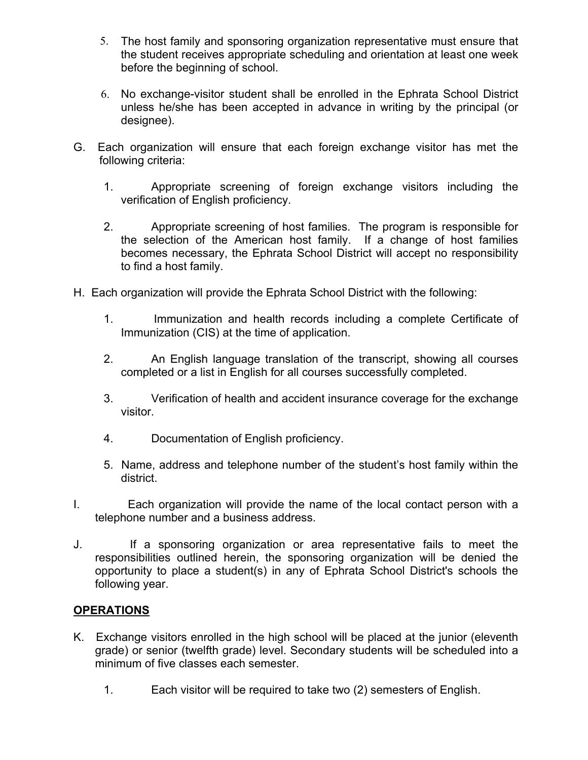5. The host family and sponsoring organization representative must ensure that the student receives appropriate scheduling and orientation at least one week before the beginning of school.

6. No exchange-visitor student shall be enrolled in the Ephrata School District unless he/she has been accepted in advance in writing by the principal (or designee).

G. Each organization will ensure that each foreign exchange visitor has met the following criteria:

   1. Appropriate screening of foreign exchange visitors including the verification of English proficiency.

   2. Appropriate screening of host families. The program is responsible for the selection of the American host family. If a change of host families becomes necessary, the Ephrata School District will accept no responsibility to find a host family.

H. Each organization will provide the Ephrata School District with the following:

   1. Immunization and health records including a complete Certificate of Immunization (CIS) at the time of application.

   2. An English language translation of the transcript, showing all courses completed or a list in English for all courses successfully completed.

   3. Verification of health and accident insurance coverage for the exchange visitor.

   4. Documentation of English proficiency.

   5. Name, address and telephone number of the student's host family within the district.

I. Each organization will provide the name of the local contact person with a telephone number and a business address.

J. If a sponsoring organization or area representative fails to meet the responsibilities outlined herein, the sponsoring organization will be denied the opportunity to place a student(s) in any of Ephrata School District's schools the following year.

**OPERATIONS**

K. Exchange visitors enrolled in the high school will be placed at the junior (eleventh grade) or senior (twelfth grade) level. Secondary students will be scheduled into a minimum of five classes each semester.

   1. Each visitor will be required to take two (2) semesters of English.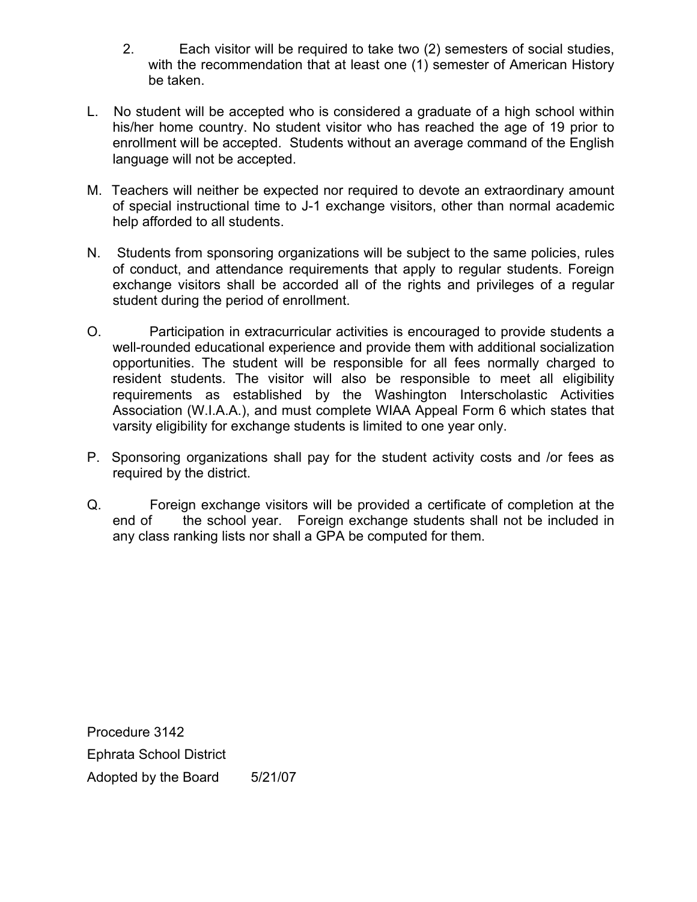2. Each visitor will be required to take two (2) semesters of social studies, with the recommendation that at least one (1) semester of American History be taken.

L. No student will be accepted who is considered a graduate of a high school within his/her home country. No student visitor who has reached the age of 19 prior to enrollment will be accepted. Students without an average command of the English language will not be accepted.

M. Teachers will neither be expected nor required to devote an extraordinary amount of special instructional time to J-1 exchange visitors, other than normal academic help afforded to all students.

N. Students from sponsoring organizations will be subject to the same policies, rules of conduct, and attendance requirements that apply to regular students. Foreign exchange visitors shall be accorded all of the rights and privileges of a regular student during the period of enrollment.

O. Participation in extracurricular activities is encouraged to provide students a well-rounded educational experience and provide them with additional socialization opportunities. The student will be responsible for all fees normally charged to resident students. The visitor will also be responsible to meet all eligibility requirements as established by the Washington Interscholastic Activities Association (W.I.A.A.), and must complete WIAA Appeal Form 6 which states that varsity eligibility for exchange students is limited to one year only.

P. Sponsoring organizations shall pay for the student activity costs and /or fees as required by the district.

Q. Foreign exchange visitors will be provided a certificate of completion at the end of the school year. Foreign exchange students shall not be included in any class ranking lists nor shall a GPA be computed for them.

Procedure 3142

Ephrata School District

Adopted by the Board 5/21/07